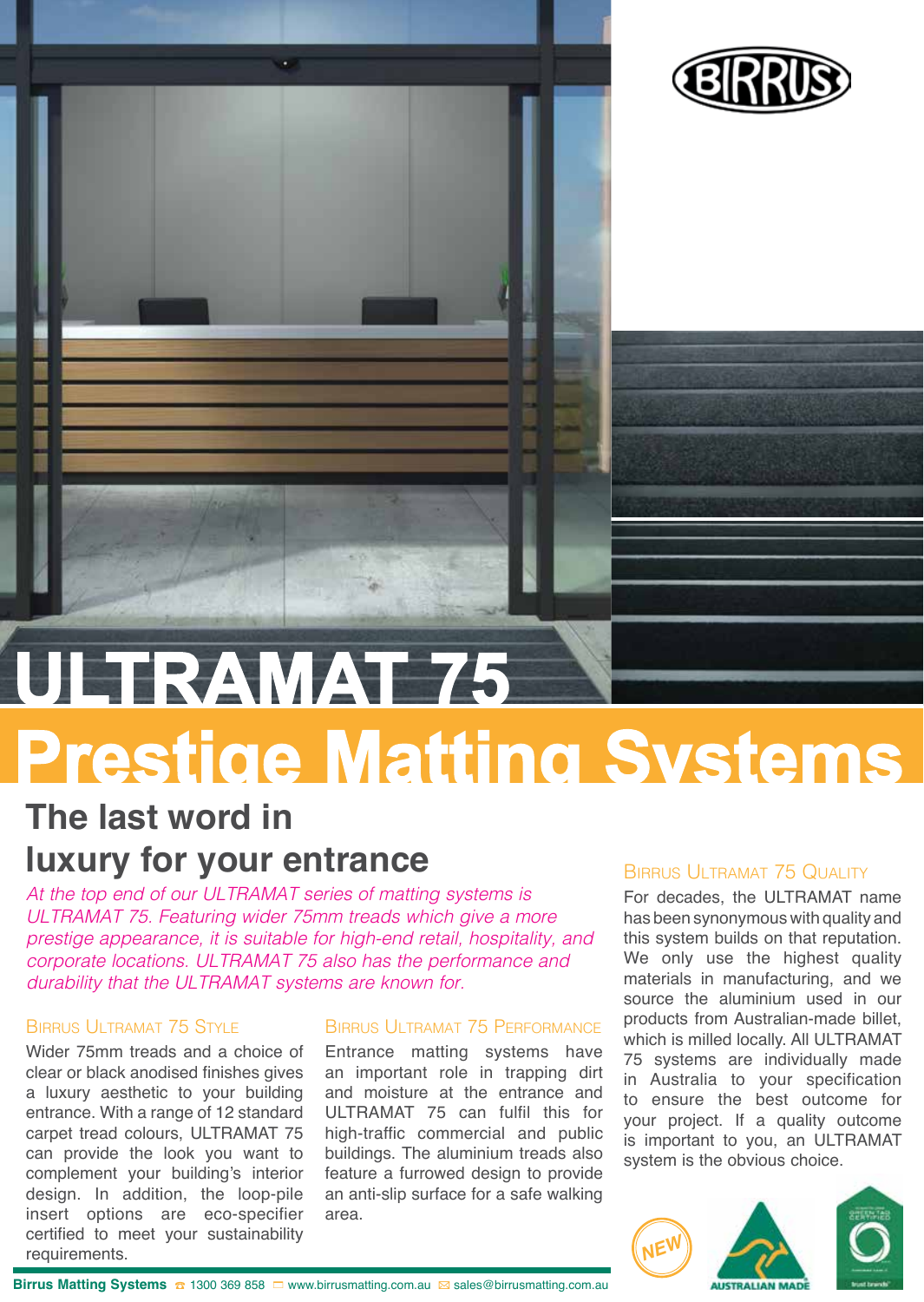# ULTRAMAT 75

# Prestige Matting Systems

## The last word in luxury for your entrance

*At the top end of our ULTRAMAT series of matting systems is ULTRAMAT 75. Featuring wider 75mm treads which give a more prestige appearance, it is suitable for high-end retail, hospitality, and corporate locations. ULTRAMAT 75 also has the performance and durability that the ULTRAMAT systems are known for.*

### Birrus Ultramat 75 Style

Wider 75mm treads and a choice of clear or black anodised finishes gives a luxury aesthetic to your building entrance. With a range of 12 standard carpet tread colours, ULTRAMAT 75 can provide the look you want to complement your building's interior design. In addition, the loop-pile insert options are eco-specifier certified to meet your sustainability requirements.

### Birrus Ultramat 75 Performance

Entrance matting systems have an important role in trapping dirt and moisture at the entrance and ULTRAMAT 75 can fulfil this for high-traffic commercial and public buildings. The aluminium treads also feature a furrowed design to provide an anti-slip surface for a safe walking area.

### Birrus Ultramat 75 Quality

For decades, the ULTRAMAT name has been synonymous with quality and this system builds on that reputation. We only use the highest quality materials in manufacturing, and we source the aluminium used in our products from Australian-made billet, which is milled locally. All ULTRAMAT 75 systems are individually made in Australia to ensure the best outcome for your project. If a quality outcome is important to you, an ULTRAMAT system is the obvious choice.

NEW

AUSTRALIAN MADE

**Birrus Matting Systems** 1300 369 858 www.birrusmatting.com.au sales@birrusmatting.com.au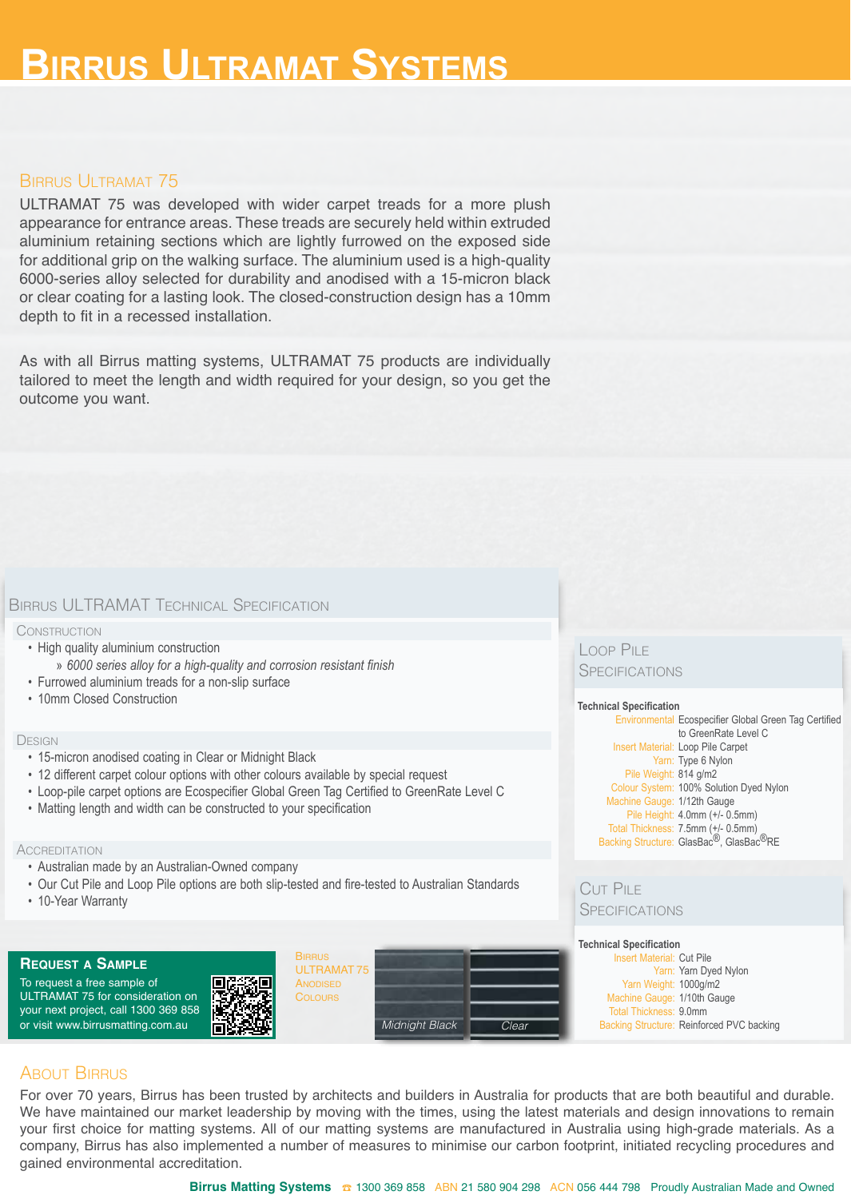# Birrus Ultramat Systems

## Birrus Ultramat 75

ULTRAMAT 75 was developed with wider carpet treads for a more plush appearance for entrance areas. These treads are securely held within extruded aluminium retaining sections which are lightly furrowed on the exposed side for additional grip on the walking surface. The aluminium used is a high-quality 6000-series alloy selected for durability and anodised with a 15-micron black or clear coating for a lasting look. The closed-construction design has a 10mm depth to fit in a recessed installation.

As with all Birrus matting systems, ULTRAMAT 75 products are individually tailored to meet the length and width required for your design, so you get the outcome you want.

## Birrus ULTRAMAT Technical Specification

### Construction

- High quality aluminium construction
  - » *6000 series alloy for a high-quality and corrosion resistant finish*
- Furrowed aluminium treads for a non-slip surface
- 10mm Closed Construction

### Design

- 15-micron anodised coating in Clear or Midnight Black
- 12 different carpet colour options with other colours available by special request
- Loop-pile carpet options are Ecospecifier Global Green Tag Certified to GreenRate Level C
- Matting length and width can be constructed to your specification

### Accreditation

- Australian made by an Australian-Owned company
- Our Cut Pile and Loop Pile options are both slip-tested and fire-tested to Australian Standards
- 10-Year Warranty

## Loop Pile Specifications

**Technical Specification**

| | |
|---|---|
| Environmental | Ecospecifier Global Green Tag Certified to GreenRate Level C |
| Insert Material: | Loop Pile Carpet |
| Yarn: | Type 6 Nylon |
| Pile Weight: | 814 g/m2 |
| Colour System: | 100% Solution Dyed Nylon |
| Machine Gauge: | 1/12th Gauge |
| Pile Height: | 4.0mm (+/- 0.5mm) |
| Total Thickness: | 7.5mm (+/- 0.5mm) |
| Backing Structure: | GlasBac®, GlasBac®RE |

## Cut Pile Specifications

**Technical Specification**

| | |
|---|---|
| Insert Material: | Cut Pile |
| Yarn: | Yarn Dyed Nylon |
| Yarn Weight: | 1000g/m2 |
| Machine Gauge: | 1/10th Gauge |
| Total Thickness: | 9.0mm |
| Backing Structure: | Reinforced PVC backing |

## Request a Sample

To request a free sample of ULTRAMAT 75 for consideration on your next project, call 1300 369 858 or visit www.birrusmatting.com.au

Birrus Ultramat 75 Anodised Colours

Midnight Black

Clear

## About Birrus

For over 70 years, Birrus has been trusted by architects and builders in Australia for products that are both beautiful and durable. We have maintained our market leadership by moving with the times, using the latest materials and design innovations to remain your first choice for matting systems. All of our matting systems are manufactured in Australia using high-grade materials. As a company, Birrus has also implemented a number of measures to minimise our carbon footprint, initiated recycling procedures and gained environmental accreditation.

**Birrus Matting Systems** ☎ 1300 369 858 ABN 21 580 904 298 ACN 056 444 798 Proudly Australian Made and Owned